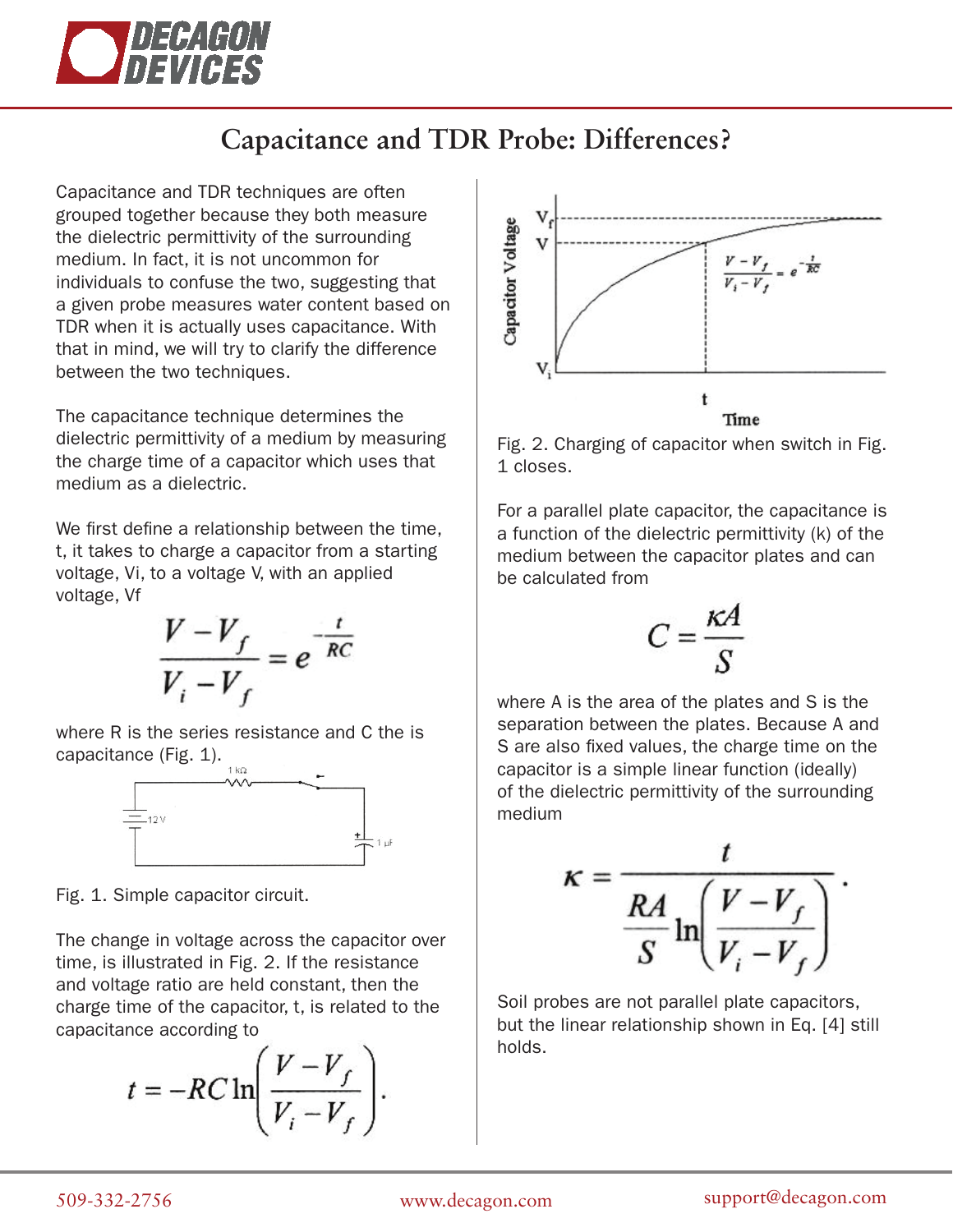# Capacitance and TDR Probe: Differences?

Capacitance and TDR techniques are often grouped together because they both measure the dielectric permittivity of the surrounding medium. In fact, it is not uncommon for individuals to confuse the two, suggesting that a given probe measures water content based on TDR when it is actually uses capacitance. With that in mind, we will try to clarify the difference between the two techniques.

The capacitance technique determines the dielectric permittivity of a medium by measuring the charge time of a capacitor which uses that medium as a dielectric.

We first define a relationship between the time, t, it takes to charge a capacitor from a starting voltage, Vi, to a voltage V, with an applied voltage, Vf

$$\frac{V - V_f}{V_i - V_f} = e^{-\frac{t}{RC}}$$

where R is the series resistance and C the is capacitance (Fig. 1).

Fig. 1. Simple capacitor circuit.

The change in voltage across the capacitor over time, is illustrated in Fig. 2. If the resistance and voltage ratio are held constant, then the charge time of the capacitor, t, is related to the capacitance according to

$$t = -RC \ln\left(\frac{V - V_f}{V_i - V_f}\right).$$

Fig. 2. Charging of capacitor when switch in Fig. 1 closes.

For a parallel plate capacitor, the capacitance is a function of the dielectric permittivity (k) of the medium between the capacitor plates and can be calculated from

$$C = \frac{\kappa A}{S}$$

where A is the area of the plates and S is the separation between the plates. Because A and S are also fixed values, the charge time on the capacitor is a simple linear function (ideally) of the dielectric permittivity of the surrounding medium

$$\kappa = \frac{t}{\frac{RA}{S} \ln\left(\frac{V - V_f}{V_i - V_f}\right)}.$$

Soil probes are not parallel plate capacitors, but the linear relationship shown in Eq. [4] still holds.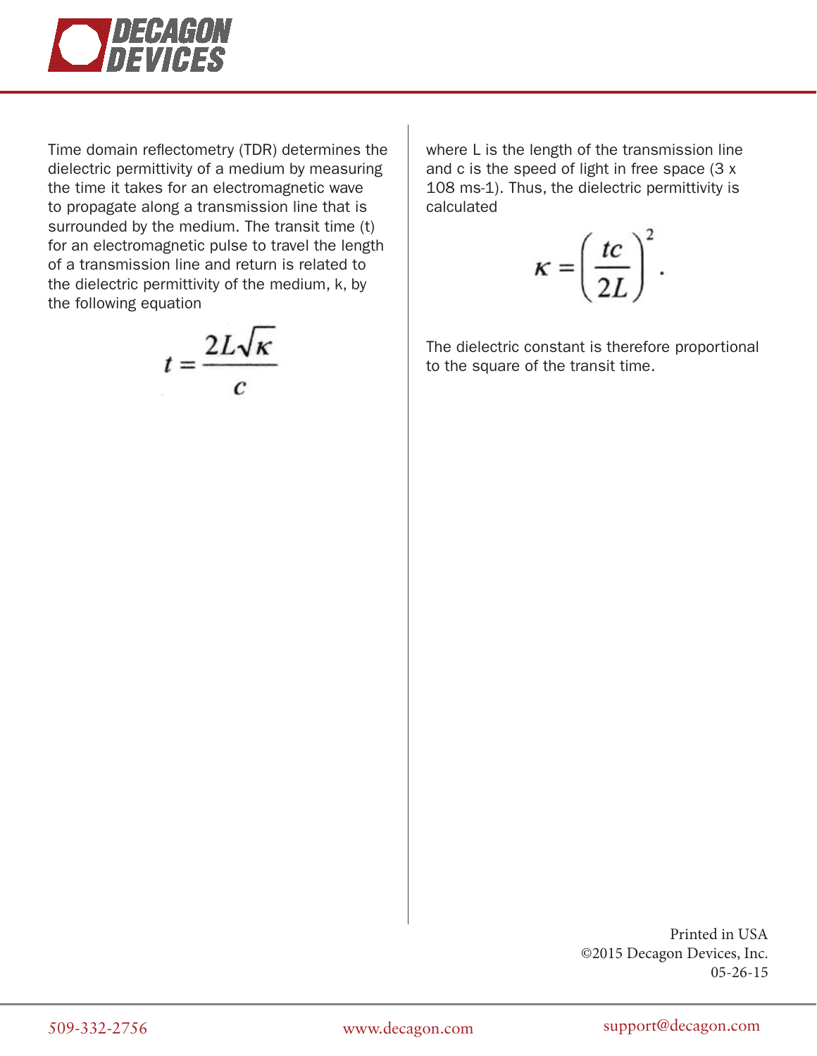Time domain reflectometry (TDR) determines the dielectric permittivity of a medium by measuring the time it takes for an electromagnetic wave to propagate along a transmission line that is surrounded by the medium. The transit time (t) for an electromagnetic pulse to travel the length of a transmission line and return is related to the dielectric permittivity of the medium, k, by the following equation

$$t = \frac{2L\sqrt{\kappa}}{c}$$

where L is the length of the transmission line and c is the speed of light in free space (3 x 108 ms-1). Thus, the dielectric permittivity is calculated

$$\kappa = \left(\frac{tc}{2L}\right)^2.$$

The dielectric constant is therefore proportional to the square of the transit time.

Printed in USA
©2015 Decagon Devices, Inc.
05-26-15